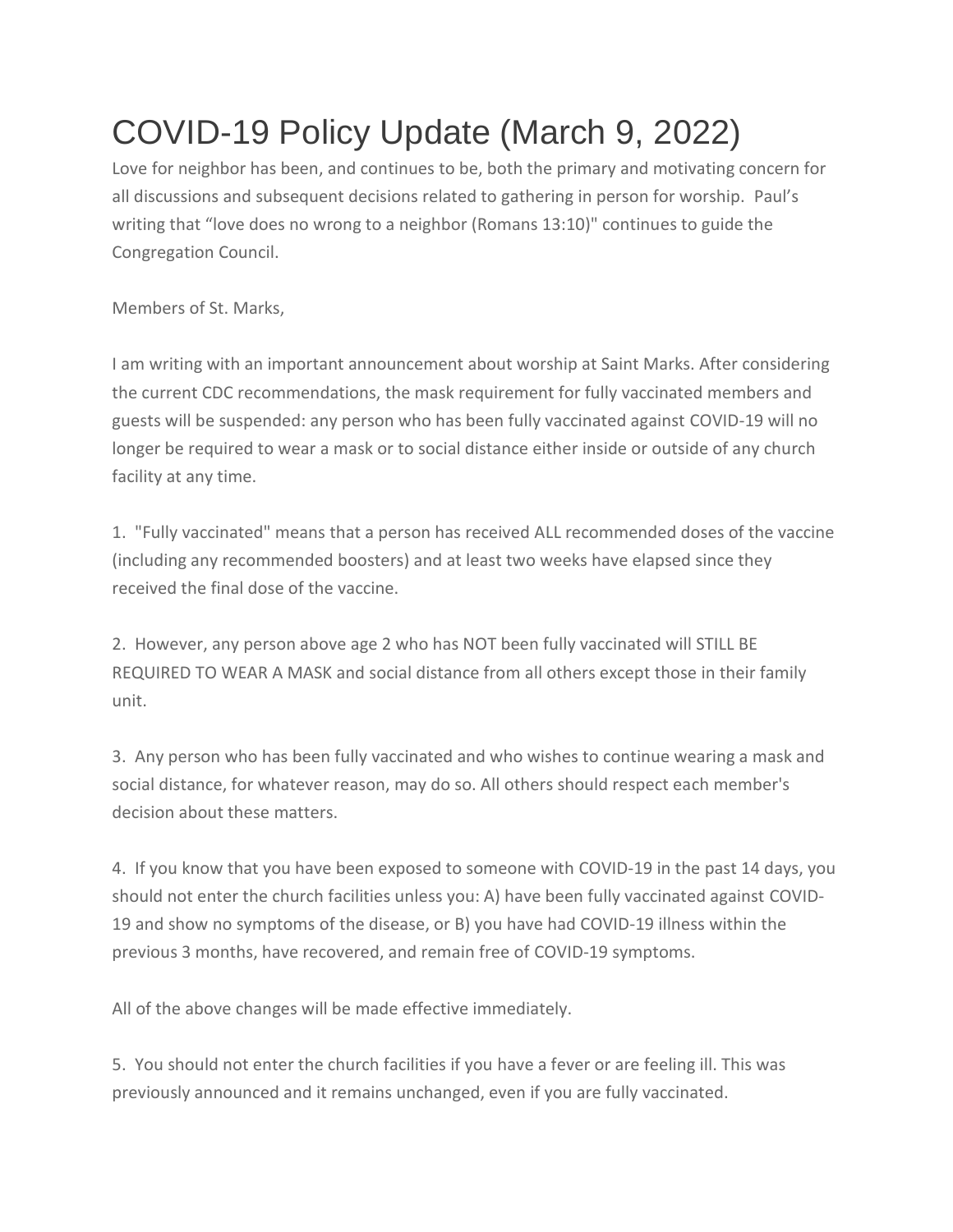# COVID-19 Policy Update (March 9, 2022)

Love for neighbor has been, and continues to be, both the primary and motivating concern for all discussions and subsequent decisions related to gathering in person for worship. Paul's writing that "love does no wrong to a neighbor (Romans 13:10)" continues to guide the Congregation Council.

Members of St. Marks,

I am writing with an important announcement about worship at Saint Marks. After considering the current CDC recommendations, the mask requirement for fully vaccinated members and guests will be suspended: any person who has been fully vaccinated against COVID-19 will no longer be required to wear a mask or to social distance either inside or outside of any church facility at any time.

1. "Fully vaccinated" means that a person has received ALL recommended doses of the vaccine (including any recommended boosters) and at least two weeks have elapsed since they received the final dose of the vaccine.

2. However, any person above age 2 who has NOT been fully vaccinated will STILL BE REQUIRED TO WEAR A MASK and social distance from all others except those in their family unit.

3. Any person who has been fully vaccinated and who wishes to continue wearing a mask and social distance, for whatever reason, may do so. All others should respect each member's decision about these matters.

4. If you know that you have been exposed to someone with COVID-19 in the past 14 days, you should not enter the church facilities unless you: A) have been fully vaccinated against COVID-19 and show no symptoms of the disease, or B) you have had COVID-19 illness within the previous 3 months, have recovered, and remain free of COVID-19 symptoms.

All of the above changes will be made effective immediately.

5. You should not enter the church facilities if you have a fever or are feeling ill. This was previously announced and it remains unchanged, even if you are fully vaccinated.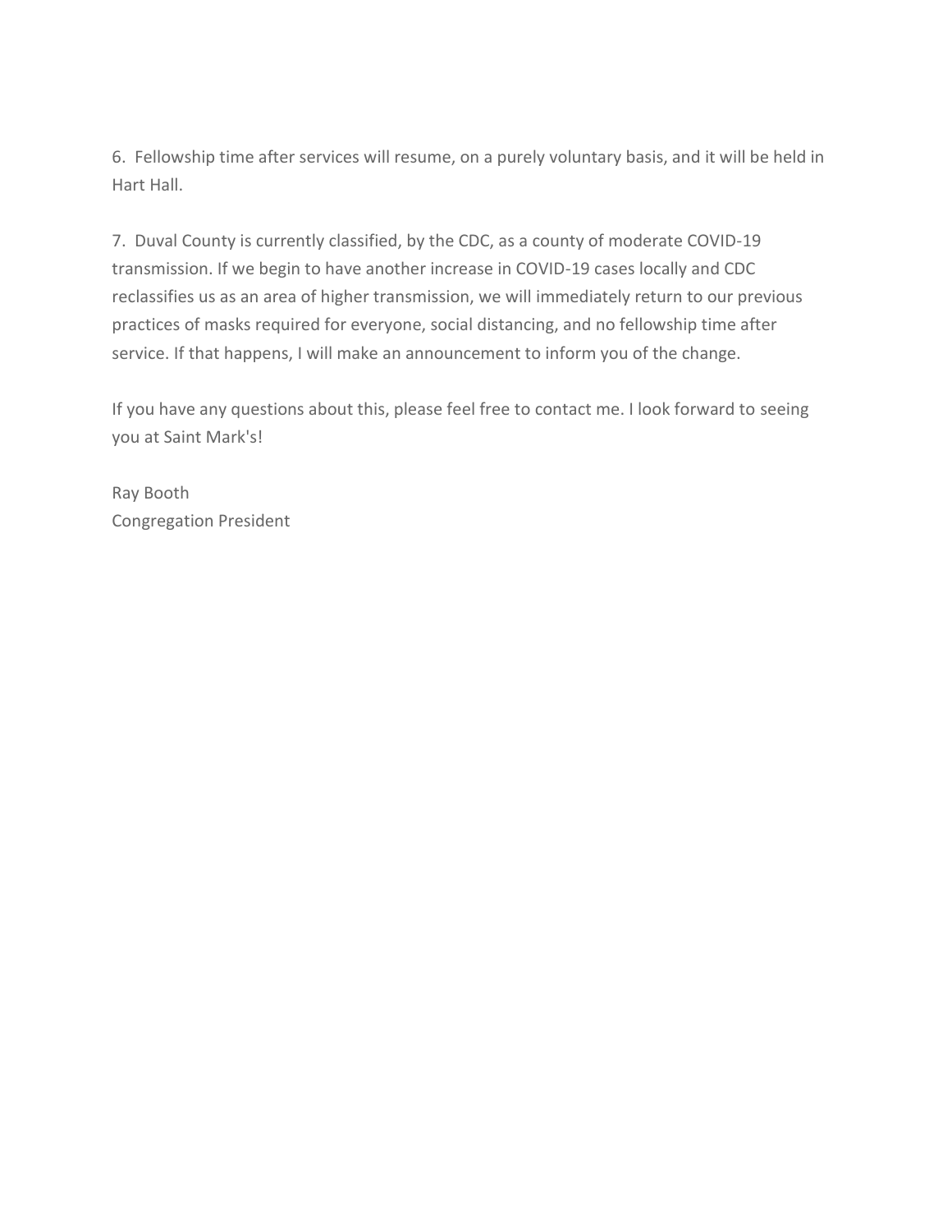6. Fellowship time after services will resume, on a purely voluntary basis, and it will be held in Hart Hall.

7. Duval County is currently classified, by the CDC, as a county of moderate COVID-19 transmission. If we begin to have another increase in COVID-19 cases locally and CDC reclassifies us as an area of higher transmission, we will immediately return to our previous practices of masks required for everyone, social distancing, and no fellowship time after service. If that happens, I will make an announcement to inform you of the change.

If you have any questions about this, please feel free to contact me. I look forward to seeing you at Saint Mark's!

Ray Booth
Congregation President